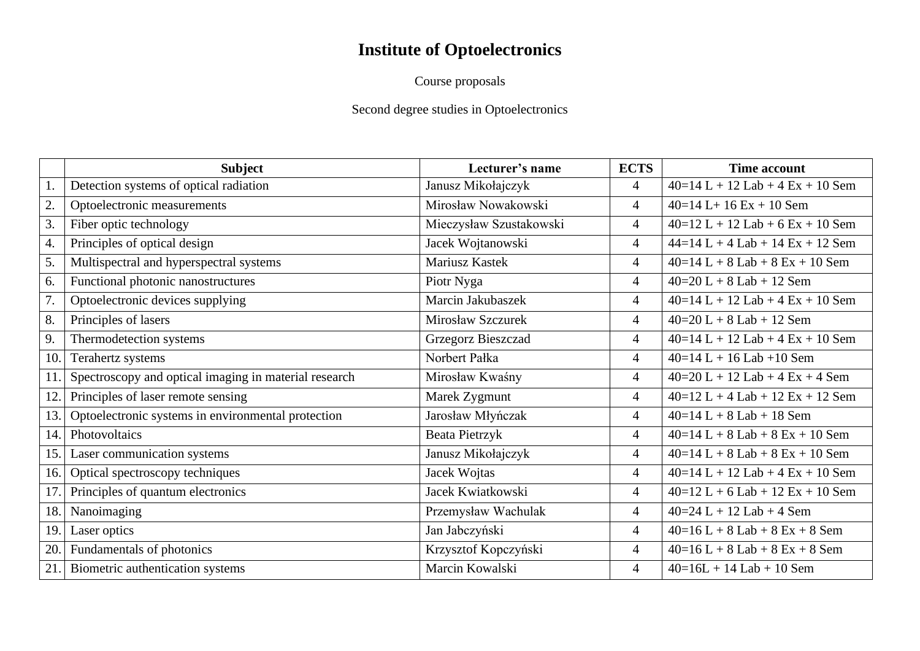# Institute of Optoelectronics

Course proposals

Second degree studies in Optoelectronics

| | Subject | Lecturer's name | ECTS | Time account |
|---|---|---|---|---|
| 1. | Detection systems of optical radiation | Janusz Mikołajczyk | 4 | 40=14 L + 12 Lab + 4 Ex + 10 Sem |
| 2. | Optoelectronic measurements | Mirosław Nowakowski | 4 | 40=14 L+ 16 Ex + 10 Sem |
| 3. | Fiber optic technology | Mieczysław Szustakowski | 4 | 40=12 L + 12 Lab + 6 Ex + 10 Sem |
| 4. | Principles of optical design | Jacek Wojtanowski | 4 | 44=14 L + 4 Lab + 14 Ex + 12 Sem |
| 5. | Multispectral and hyperspectral systems | Mariusz Kastek | 4 | 40=14 L + 8 Lab + 8 Ex + 10 Sem |
| 6. | Functional photonic nanostructures | Piotr Nyga | 4 | 40=20 L + 8 Lab + 12 Sem |
| 7. | Optoelectronic devices supplying | Marcin Jakubaszek | 4 | 40=14 L + 12 Lab + 4 Ex + 10 Sem |
| 8. | Principles of lasers | Mirosław Szczurek | 4 | 40=20 L + 8 Lab + 12 Sem |
| 9. | Thermodetection systems | Grzegorz Bieszczad | 4 | 40=14 L + 12 Lab + 4 Ex + 10 Sem |
| 10. | Terahertz systems | Norbert Pałka | 4 | 40=14 L + 16 Lab +10 Sem |
| 11. | Spectroscopy and optical imaging in material research | Mirosław Kwaśny | 4 | 40=20 L + 12 Lab + 4 Ex + 4 Sem |
| 12. | Principles of laser remote sensing | Marek Zygmunt | 4 | 40=12 L + 4 Lab + 12 Ex + 12 Sem |
| 13. | Optoelectronic systems in environmental protection | Jarosław Młyńczak | 4 | 40=14 L + 8 Lab + 18 Sem |
| 14. | Photovoltaics | Beata Pietrzyk | 4 | 40=14 L + 8 Lab + 8 Ex + 10 Sem |
| 15. | Laser communication systems | Janusz Mikołajczyk | 4 | 40=14 L + 8 Lab + 8 Ex + 10 Sem |
| 16. | Optical spectroscopy techniques | Jacek Wojtas | 4 | 40=14 L + 12 Lab + 4 Ex + 10 Sem |
| 17. | Principles of quantum electronics | Jacek Kwiatkowski | 4 | 40=12 L + 6 Lab + 12 Ex + 10 Sem |
| 18. | Nanoimaging | Przemysław Wachulak | 4 | 40=24 L + 12 Lab + 4 Sem |
| 19. | Laser optics | Jan Jabczyński | 4 | 40=16 L + 8 Lab + 8 Ex + 8 Sem |
| 20. | Fundamentals of photonics | Krzysztof Kopczyński | 4 | 40=16 L + 8 Lab + 8 Ex + 8 Sem |
| 21. | Biometric authentication systems | Marcin Kowalski | 4 | 40=16L + 14 Lab + 10 Sem |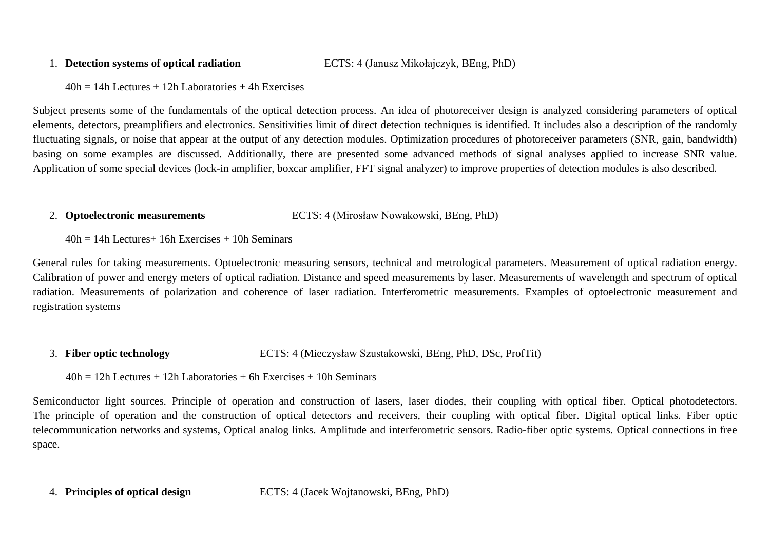1. **Detection systems of optical radiation** ECTS: 4 (Janusz Mikołajczyk, BEng, PhD)

   40h = 14h Lectures + 12h Laboratories + 4h Exercises

Subject presents some of the fundamentals of the optical detection process. An idea of photoreceiver design is analyzed considering parameters of optical elements, detectors, preamplifiers and electronics. Sensitivities limit of direct detection techniques is identified. It includes also a description of the randomly fluctuating signals, or noise that appear at the output of any detection modules. Optimization procedures of photoreceiver parameters (SNR, gain, bandwidth) basing on some examples are discussed. Additionally, there are presented some advanced methods of signal analyses applied to increase SNR value. Application of some special devices (lock-in amplifier, boxcar amplifier, FFT signal analyzer) to improve properties of detection modules is also described.

2. **Optoelectronic measurements** ECTS: 4 (Mirosław Nowakowski, BEng, PhD)

   40h = 14h Lectures+ 16h Exercises + 10h Seminars

General rules for taking measurements. Optoelectronic measuring sensors, technical and metrological parameters. Measurement of optical radiation energy. Calibration of power and energy meters of optical radiation. Distance and speed measurements by laser. Measurements of wavelength and spectrum of optical radiation. Measurements of polarization and coherence of laser radiation. Interferometric measurements. Examples of optoelectronic measurement and registration systems

3. **Fiber optic technology** ECTS: 4 (Mieczysław Szustakowski, BEng, PhD, DSc, ProfTit)

   40h = 12h Lectures + 12h Laboratories + 6h Exercises + 10h Seminars

Semiconductor light sources. Principle of operation and construction of lasers, laser diodes, their coupling with optical fiber. Optical photodetectors. The principle of operation and the construction of optical detectors and receivers, their coupling with optical fiber. Digital optical links. Fiber optic telecommunication networks and systems, Optical analog links. Amplitude and interferometric sensors. Radio-fiber optic systems. Optical connections in free space.

4. **Principles of optical design** ECTS: 4 (Jacek Wojtanowski, BEng, PhD)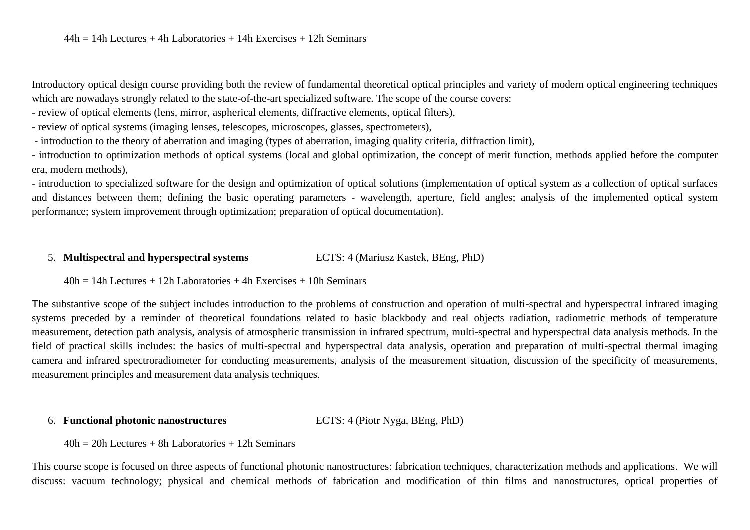44h = 14h Lectures + 4h Laboratories + 14h Exercises + 12h Seminars

Introductory optical design course providing both the review of fundamental theoretical optical principles and variety of modern optical engineering techniques which are nowadays strongly related to the state-of-the-art specialized software. The scope of the course covers:

- review of optical elements (lens, mirror, aspherical elements, diffractive elements, optical filters),
- review of optical systems (imaging lenses, telescopes, microscopes, glasses, spectrometers),
- introduction to the theory of aberration and imaging (types of aberration, imaging quality criteria, diffraction limit),
- introduction to optimization methods of optical systems (local and global optimization, the concept of merit function, methods applied before the computer era, modern methods),
- introduction to specialized software for the design and optimization of optical solutions (implementation of optical system as a collection of optical surfaces and distances between them; defining the basic operating parameters - wavelength, aperture, field angles; analysis of the implemented optical system performance; system improvement through optimization; preparation of optical documentation).

5. **Multispectral and hyperspectral systems** ECTS: 4 (Mariusz Kastek, BEng, PhD)

40h = 14h Lectures + 12h Laboratories + 4h Exercises + 10h Seminars

The substantive scope of the subject includes introduction to the problems of construction and operation of multi-spectral and hyperspectral infrared imaging systems preceded by a reminder of theoretical foundations related to basic blackbody and real objects radiation, radiometric methods of temperature measurement, detection path analysis, analysis of atmospheric transmission in infrared spectrum, multi-spectral and hyperspectral data analysis methods. In the field of practical skills includes: the basics of multi-spectral and hyperspectral data analysis, operation and preparation of multi-spectral thermal imaging camera and infrared spectroradiometer for conducting measurements, analysis of the measurement situation, discussion of the specificity of measurements, measurement principles and measurement data analysis techniques.

6. **Functional photonic nanostructures** ECTS: 4 (Piotr Nyga, BEng, PhD)

40h = 20h Lectures + 8h Laboratories + 12h Seminars

This course scope is focused on three aspects of functional photonic nanostructures: fabrication techniques, characterization methods and applications. We will discuss: vacuum technology; physical and chemical methods of fabrication and modification of thin films and nanostructures, optical properties of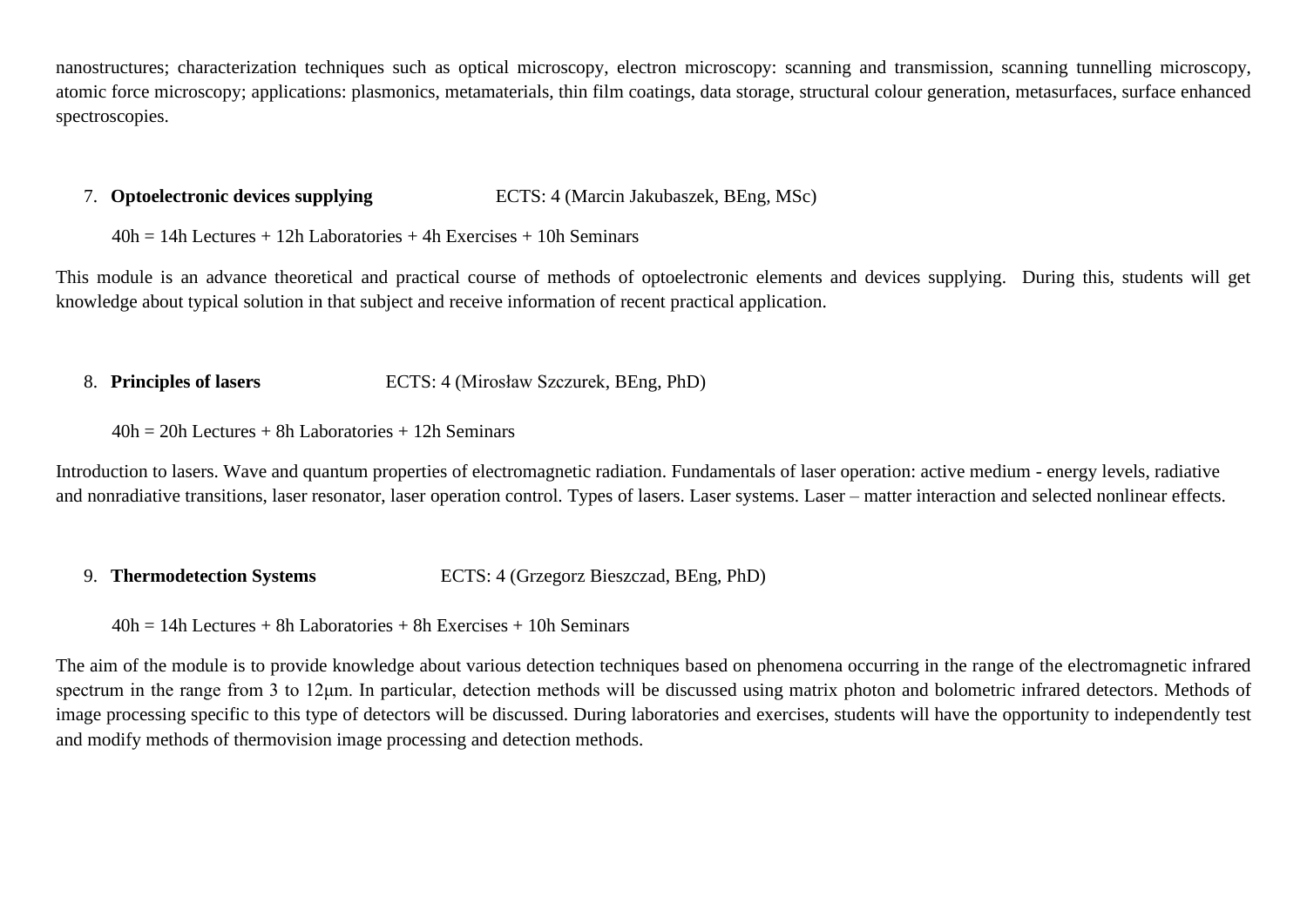nanostructures; characterization techniques such as optical microscopy, electron microscopy: scanning and transmission, scanning tunnelling microscopy, atomic force microscopy; applications: plasmonics, metamaterials, thin film coatings, data storage, structural colour generation, metasurfaces, surface enhanced spectroscopies.

7. **Optoelectronic devices supplying** ECTS: 4 (Marcin Jakubaszek, BEng, MSc)

   40h = 14h Lectures + 12h Laboratories + 4h Exercises + 10h Seminars

This module is an advance theoretical and practical course of methods of optoelectronic elements and devices supplying. During this, students will get knowledge about typical solution in that subject and receive information of recent practical application.

8. **Principles of lasers** ECTS: 4 (Mirosław Szczurek, BEng, PhD)

   40h = 20h Lectures + 8h Laboratories + 12h Seminars

Introduction to lasers. Wave and quantum properties of electromagnetic radiation. Fundamentals of laser operation: active medium - energy levels, radiative and nonradiative transitions, laser resonator, laser operation control. Types of lasers. Laser systems. Laser – matter interaction and selected nonlinear effects.

9. **Thermodetection Systems** ECTS: 4 (Grzegorz Bieszczad, BEng, PhD)

   40h = 14h Lectures + 8h Laboratories + 8h Exercises + 10h Seminars

The aim of the module is to provide knowledge about various detection techniques based on phenomena occurring in the range of the electromagnetic infrared spectrum in the range from 3 to 12μm. In particular, detection methods will be discussed using matrix photon and bolometric infrared detectors. Methods of image processing specific to this type of detectors will be discussed. During laboratories and exercises, students will have the opportunity to independently test and modify methods of thermovision image processing and detection methods.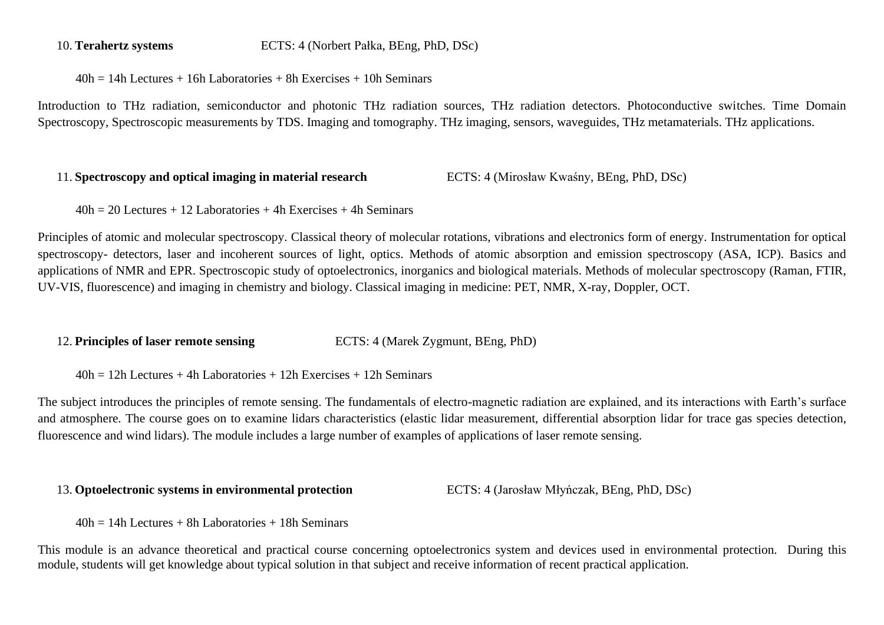10. **Terahertz systems** ECTS: 4 (Norbert Pałka, BEng, PhD, DSc)

40h = 14h Lectures + 16h Laboratories + 8h Exercises + 10h Seminars

Introduction to THz radiation, semiconductor and photonic THz radiation sources, THz radiation detectors. Photoconductive switches. Time Domain Spectroscopy, Spectroscopic measurements by TDS. Imaging and tomography. THz imaging, sensors, waveguides, THz metamaterials. THz applications.

11. **Spectroscopy and optical imaging in material research** ECTS: 4 (Mirosław Kwaśny, BEng, PhD, DSc)

40h = 20 Lectures + 12 Laboratories + 4h Exercises + 4h Seminars

Principles of atomic and molecular spectroscopy. Classical theory of molecular rotations, vibrations and electronics form of energy. Instrumentation for optical spectroscopy- detectors, laser and incoherent sources of light, optics. Methods of atomic absorption and emission spectroscopy (ASA, ICP). Basics and applications of NMR and EPR. Spectroscopic study of optoelectronics, inorganics and biological materials. Methods of molecular spectroscopy (Raman, FTIR, UV-VIS, fluorescence) and imaging in chemistry and biology. Classical imaging in medicine: PET, NMR, X-ray, Doppler, OCT.

12. **Principles of laser remote sensing** ECTS: 4 (Marek Zygmunt, BEng, PhD)

40h = 12h Lectures + 4h Laboratories + 12h Exercises + 12h Seminars

The subject introduces the principles of remote sensing. The fundamentals of electro-magnetic radiation are explained, and its interactions with Earth's surface and atmosphere. The course goes on to examine lidars characteristics (elastic lidar measurement, differential absorption lidar for trace gas species detection, fluorescence and wind lidars). The module includes a large number of examples of applications of laser remote sensing.

13. **Optoelectronic systems in environmental protection** ECTS: 4 (Jarosław Młyńczak, BEng, PhD, DSc)

40h = 14h Lectures + 8h Laboratories + 18h Seminars

This module is an advance theoretical and practical course concerning optoelectronics system and devices used in environmental protection. During this module, students will get knowledge about typical solution in that subject and receive information of recent practical application.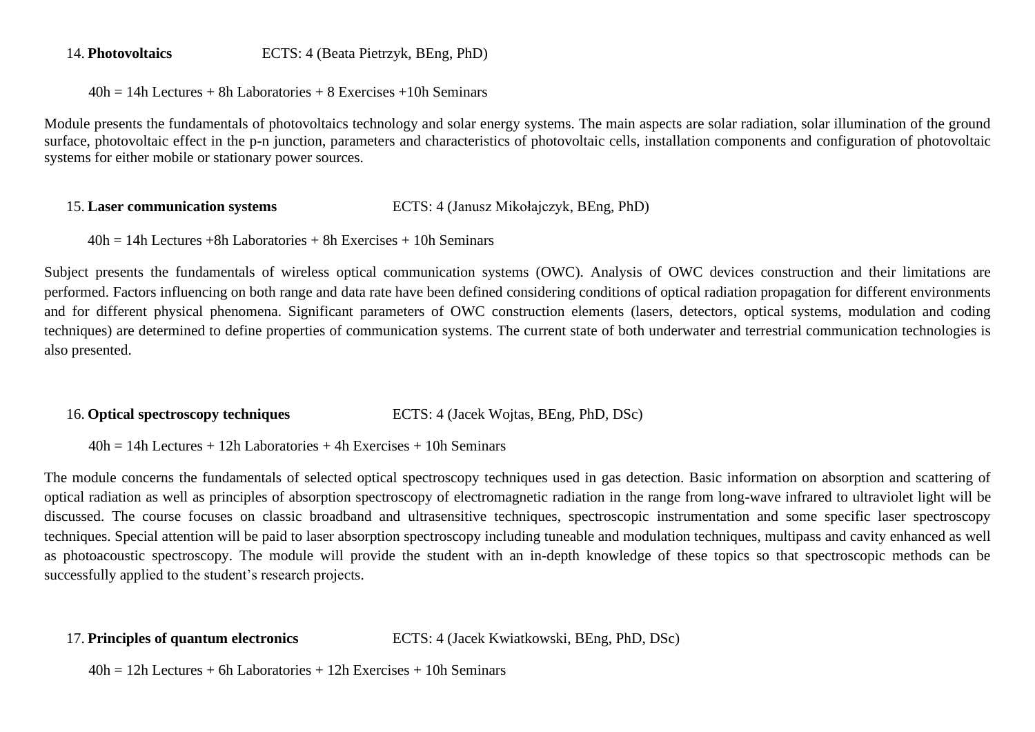14. **Photovoltaics** ECTS: 4 (Beata Pietrzyk, BEng, PhD)

40h = 14h Lectures + 8h Laboratories + 8 Exercises +10h Seminars

Module presents the fundamentals of photovoltaics technology and solar energy systems. The main aspects are solar radiation, solar illumination of the ground surface, photovoltaic effect in the p-n junction, parameters and characteristics of photovoltaic cells, installation components and configuration of photovoltaic systems for either mobile or stationary power sources.

15. **Laser communication systems** ECTS: 4 (Janusz Mikołajczyk, BEng, PhD)

40h = 14h Lectures +8h Laboratories + 8h Exercises + 10h Seminars

Subject presents the fundamentals of wireless optical communication systems (OWC). Analysis of OWC devices construction and their limitations are performed. Factors influencing on both range and data rate have been defined considering conditions of optical radiation propagation for different environments and for different physical phenomena. Significant parameters of OWC construction elements (lasers, detectors, optical systems, modulation and coding techniques) are determined to define properties of communication systems. The current state of both underwater and terrestrial communication technologies is also presented.

16. **Optical spectroscopy techniques** ECTS: 4 (Jacek Wojtas, BEng, PhD, DSc)

40h = 14h Lectures + 12h Laboratories + 4h Exercises + 10h Seminars

The module concerns the fundamentals of selected optical spectroscopy techniques used in gas detection. Basic information on absorption and scattering of optical radiation as well as principles of absorption spectroscopy of electromagnetic radiation in the range from long-wave infrared to ultraviolet light will be discussed. The course focuses on classic broadband and ultrasensitive techniques, spectroscopic instrumentation and some specific laser spectroscopy techniques. Special attention will be paid to laser absorption spectroscopy including tuneable and modulation techniques, multipass and cavity enhanced as well as photoacoustic spectroscopy. The module will provide the student with an in-depth knowledge of these topics so that spectroscopic methods can be successfully applied to the student's research projects.

17. **Principles of quantum electronics** ECTS: 4 (Jacek Kwiatkowski, BEng, PhD, DSc)

40h = 12h Lectures + 6h Laboratories + 12h Exercises + 10h Seminars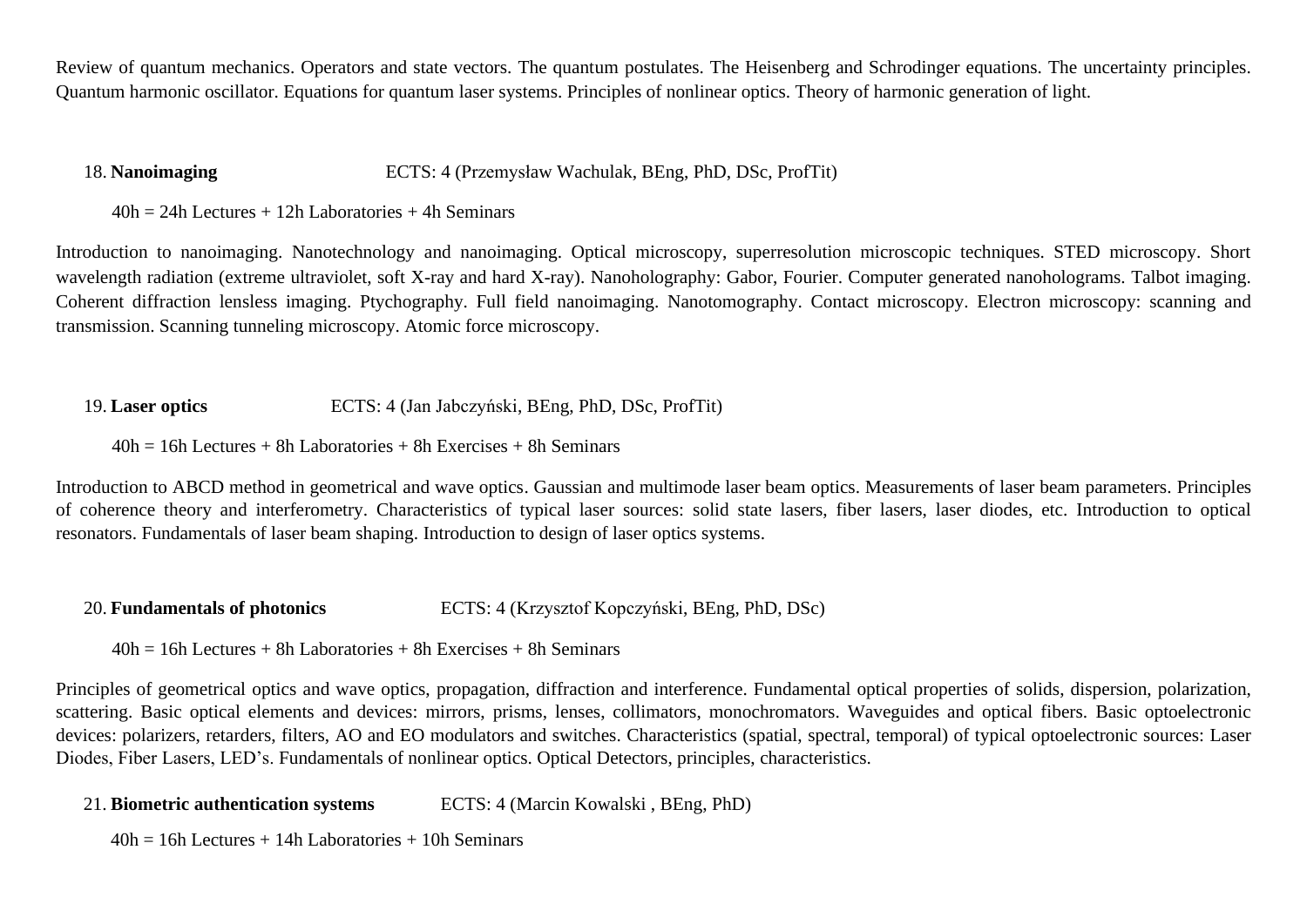Review of quantum mechanics. Operators and state vectors. The quantum postulates. The Heisenberg and Schrodinger equations. The uncertainty principles. Quantum harmonic oscillator. Equations for quantum laser systems. Principles of nonlinear optics. Theory of harmonic generation of light.

18. **Nanoimaging** ECTS: 4 (Przemysław Wachulak, BEng, PhD, DSc, ProfTit)

    40h = 24h Lectures + 12h Laboratories + 4h Seminars

Introduction to nanoimaging. Nanotechnology and nanoimaging. Optical microscopy, superresolution microscopic techniques. STED microscopy. Short wavelength radiation (extreme ultraviolet, soft X-ray and hard X-ray). Nanoholography: Gabor, Fourier. Computer generated nanoholograms. Talbot imaging. Coherent diffraction lensless imaging. Ptychography. Full field nanoimaging. Nanotomography. Contact microscopy. Electron microscopy: scanning and transmission. Scanning tunneling microscopy. Atomic force microscopy.

19. **Laser optics** ECTS: 4 (Jan Jabczyński, BEng, PhD, DSc, ProfTit)

    40h = 16h Lectures + 8h Laboratories + 8h Exercises + 8h Seminars

Introduction to ABCD method in geometrical and wave optics. Gaussian and multimode laser beam optics. Measurements of laser beam parameters. Principles of coherence theory and interferometry. Characteristics of typical laser sources: solid state lasers, fiber lasers, laser diodes, etc. Introduction to optical resonators. Fundamentals of laser beam shaping. Introduction to design of laser optics systems.

20. **Fundamentals of photonics** ECTS: 4 (Krzysztof Kopczyński, BEng, PhD, DSc)

    40h = 16h Lectures + 8h Laboratories + 8h Exercises + 8h Seminars

Principles of geometrical optics and wave optics, propagation, diffraction and interference. Fundamental optical properties of solids, dispersion, polarization, scattering. Basic optical elements and devices: mirrors, prisms, lenses, collimators, monochromators. Waveguides and optical fibers. Basic optoelectronic devices: polarizers, retarders, filters, AO and EO modulators and switches. Characteristics (spatial, spectral, temporal) of typical optoelectronic sources: Laser Diodes, Fiber Lasers, LED's. Fundamentals of nonlinear optics. Optical Detectors, principles, characteristics.

21. **Biometric authentication systems** ECTS: 4 (Marcin Kowalski , BEng, PhD)

    40h = 16h Lectures + 14h Laboratories + 10h Seminars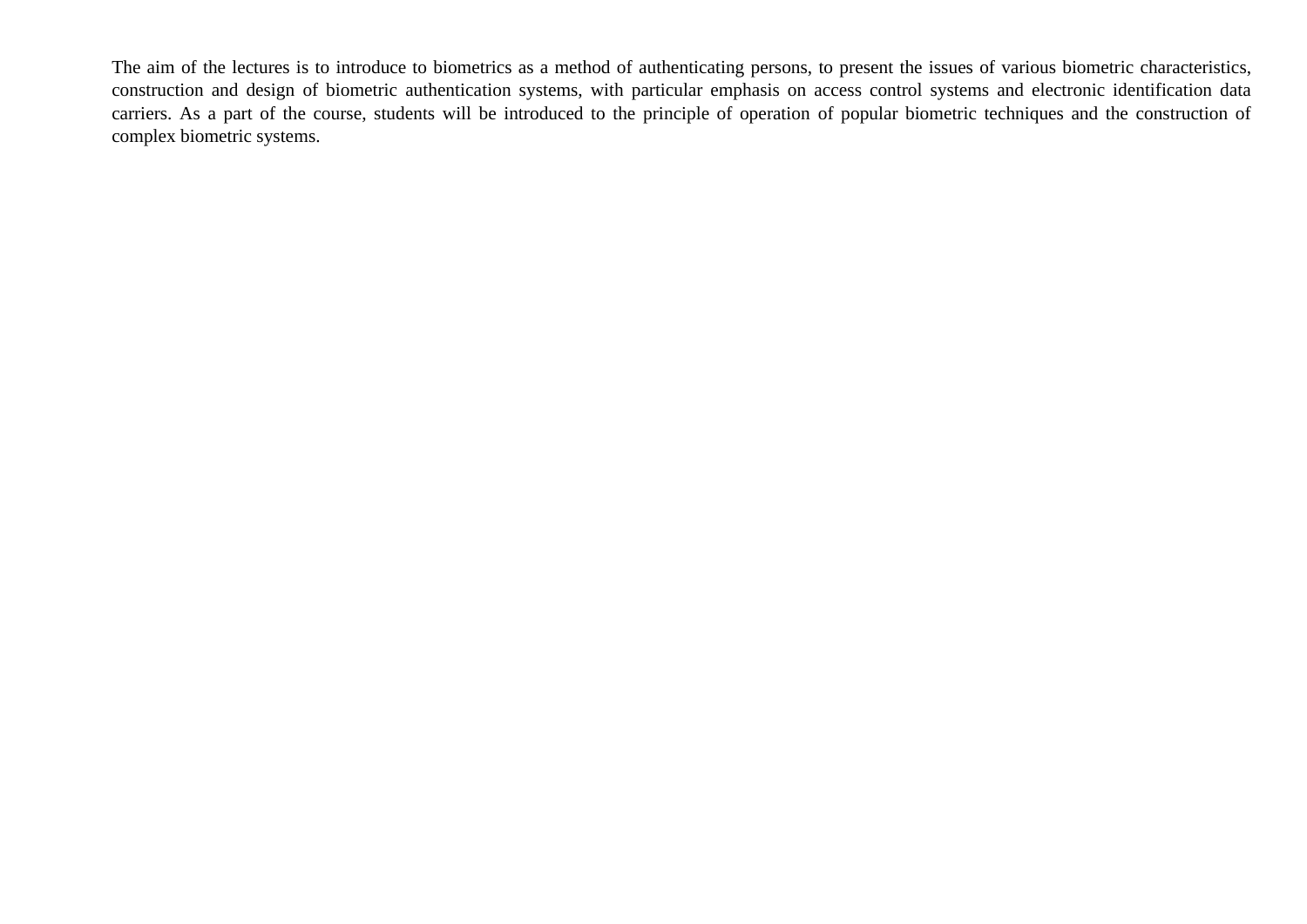The aim of the lectures is to introduce to biometrics as a method of authenticating persons, to present the issues of various biometric characteristics, construction and design of biometric authentication systems, with particular emphasis on access control systems and electronic identification data carriers. As a part of the course, students will be introduced to the principle of operation of popular biometric techniques and the construction of complex biometric systems.